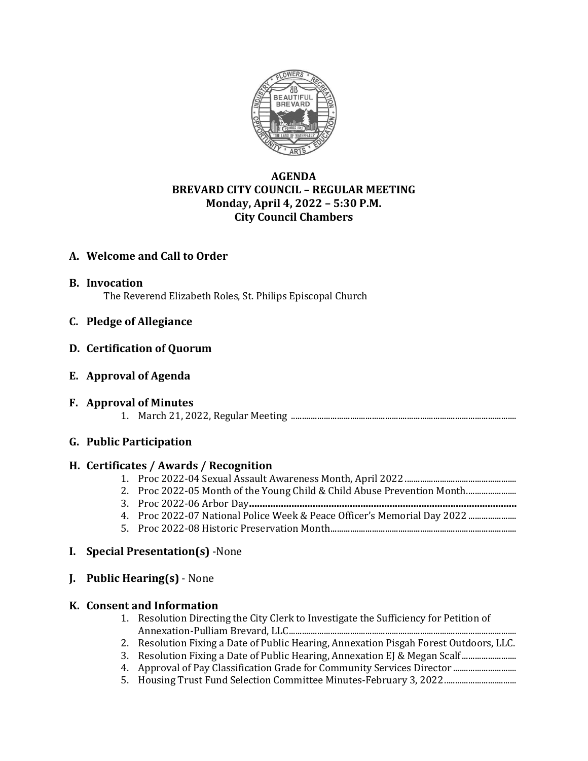**AGENDA**
**BREVARD CITY COUNCIL – REGULAR MEETING**
**Monday, April 4, 2022 – 5:30 P.M.**
**City Council Chambers**

## A. Welcome and Call to Order

## B. Invocation

The Reverend Elizabeth Roles, St. Philips Episcopal Church

## C. Pledge of Allegiance

## D. Certification of Quorum

## E. Approval of Agenda

## F. Approval of Minutes

1. March 21, 2022, Regular Meeting

## G. Public Participation

## H. Certificates / Awards / Recognition

1. Proc 2022-04 Sexual Assault Awareness Month, April 2022
2. Proc 2022-05 Month of the Young Child & Child Abuse Prevention Month
3. Proc 2022-06 Arbor Day
4. Proc 2022-07 National Police Week & Peace Officer's Memorial Day 2022
5. Proc 2022-08 Historic Preservation Month

## I. Special Presentation(s) -None

## J. Public Hearing(s) - None

## K. Consent and Information

1. Resolution Directing the City Clerk to Investigate the Sufficiency for Petition of Annexation-Pulliam Brevard, LLC
2. Resolution Fixing a Date of Public Hearing, Annexation Pisgah Forest Outdoors, LLC.
3. Resolution Fixing a Date of Public Hearing, Annexation EJ & Megan Scalf
4. Approval of Pay Classification Grade for Community Services Director
5. Housing Trust Fund Selection Committee Minutes-February 3, 2022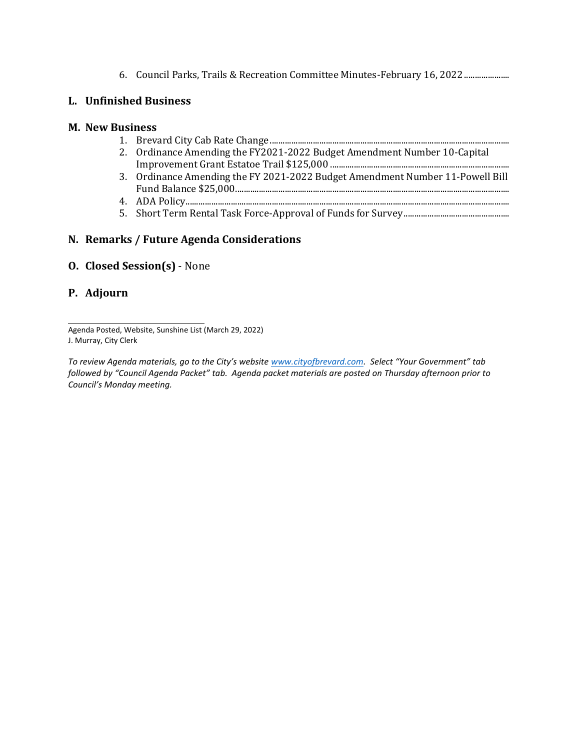6. Council Parks, Trails & Recreation Committee Minutes-February 16, 2022 .....................

## L. Unfinished Business

## M. New Business

1. Brevard City Cab Rate Change ................................................................................................................
2. Ordinance Amending the FY2021-2022 Budget Amendment Number 10-Capital Improvement Grant Estatoe Trail $125,000 ..................................................................................
3. Ordinance Amending the FY 2021-2022 Budget Amendment Number 11-Powell Bill Fund Balance $25,000..............................................................................................................................
4. ADA Policy......................................................................................................................................................
5. Short Term Rental Task Force-Approval of Funds for Survey................................................

## N. Remarks / Future Agenda Considerations

## O. Closed Session(s) - None

## P. Adjourn

---

Agenda Posted, Website, Sunshine List (March 29, 2022)
J. Murray, City Clerk

*To review Agenda materials, go to the City's website [www.cityofbrevard.com](www.cityofbrevard.com). Select "Your Government" tab followed by "Council Agenda Packet" tab. Agenda packet materials are posted on Thursday afternoon prior to Council's Monday meeting.*